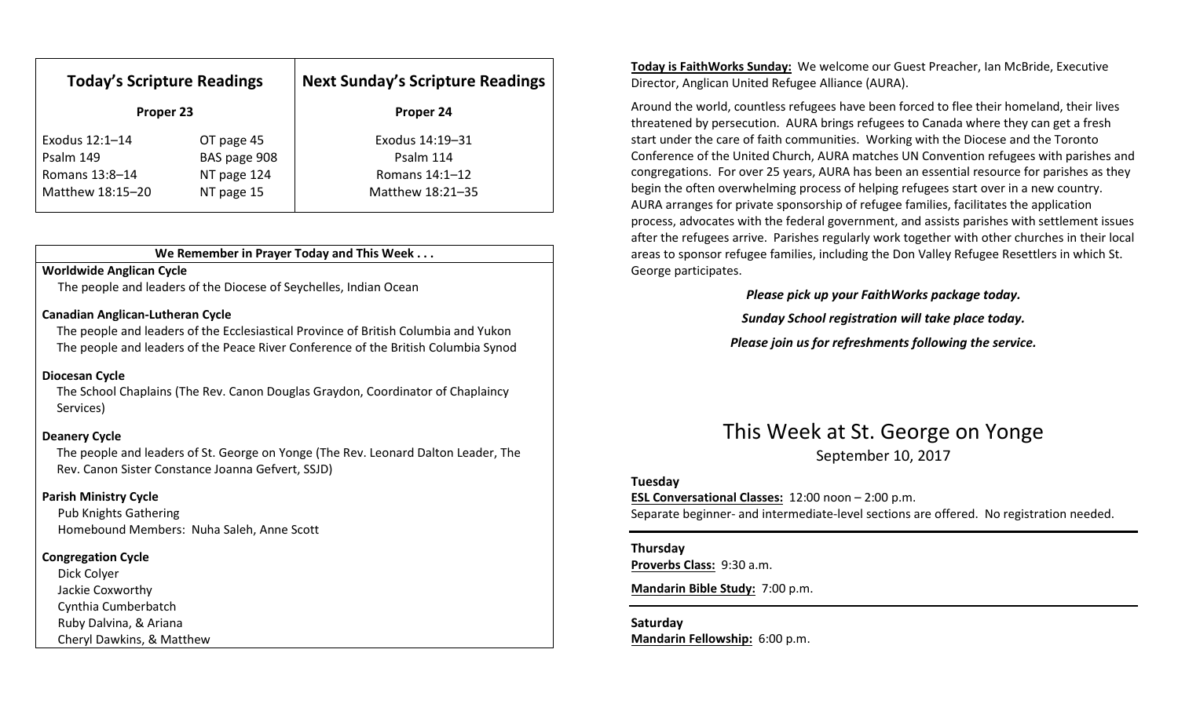| Today's Scripture Readings | | Next Sunday's Scripture Readings |
|---|---|---|
| **Proper 23** | | **Proper 24** |
| Exodus 12:1–14 | OT page 45 | Exodus 14:19–31 |
| Psalm 149 | BAS page 908 | Psalm 114 |
| Romans 13:8–14 | NT page 124 | Romans 14:1–12 |
| Matthew 18:15–20 | NT page 15 | Matthew 18:21–35 |

### We Remember in Prayer Today and This Week . . .

**Worldwide Anglican Cycle**

The people and leaders of the Diocese of Seychelles, Indian Ocean

**Canadian Anglican-Lutheran Cycle**

The people and leaders of the Ecclesiastical Province of British Columbia and Yukon
The people and leaders of the Peace River Conference of the British Columbia Synod

**Diocesan Cycle**

The School Chaplains (The Rev. Canon Douglas Graydon, Coordinator of Chaplaincy Services)

**Deanery Cycle**

The people and leaders of St. George on Yonge (The Rev. Leonard Dalton Leader, The Rev. Canon Sister Constance Joanna Gefvert, SSJD)

**Parish Ministry Cycle**

Pub Knights Gathering
Homebound Members: Nuha Saleh, Anne Scott

**Congregation Cycle**

Dick Colyer
Jackie Coxworthy
Cynthia Cumberbatch
Ruby Dalvina, & Ariana
Cheryl Dawkins, & Matthew

**Today is FaithWorks Sunday:** We welcome our Guest Preacher, Ian McBride, Executive Director, Anglican United Refugee Alliance (AURA).

Around the world, countless refugees have been forced to flee their homeland, their lives threatened by persecution. AURA brings refugees to Canada where they can get a fresh start under the care of faith communities. Working with the Diocese and the Toronto Conference of the United Church, AURA matches UN Convention refugees with parishes and congregations. For over 25 years, AURA has been an essential resource for parishes as they begin the often overwhelming process of helping refugees start over in a new country. AURA arranges for private sponsorship of refugee families, facilitates the application process, advocates with the federal government, and assists parishes with settlement issues after the refugees arrive. Parishes regularly work together with other churches in their local areas to sponsor refugee families, including the Don Valley Refugee Resettlers in which St. George participates.

***Please pick up your FaithWorks package today.***

***Sunday School registration will take place today.***

***Please join us for refreshments following the service.***

# This Week at St. George on Yonge

September 10, 2017

**Tuesday**

**ESL Conversational Classes:** 12:00 noon – 2:00 p.m.
Separate beginner- and intermediate-level sections are offered. No registration needed.

**Thursday**

**Proverbs Class:** 9:30 a.m.

**Mandarin Bible Study:** 7:00 p.m.

**Saturday**

**Mandarin Fellowship:** 6:00 p.m.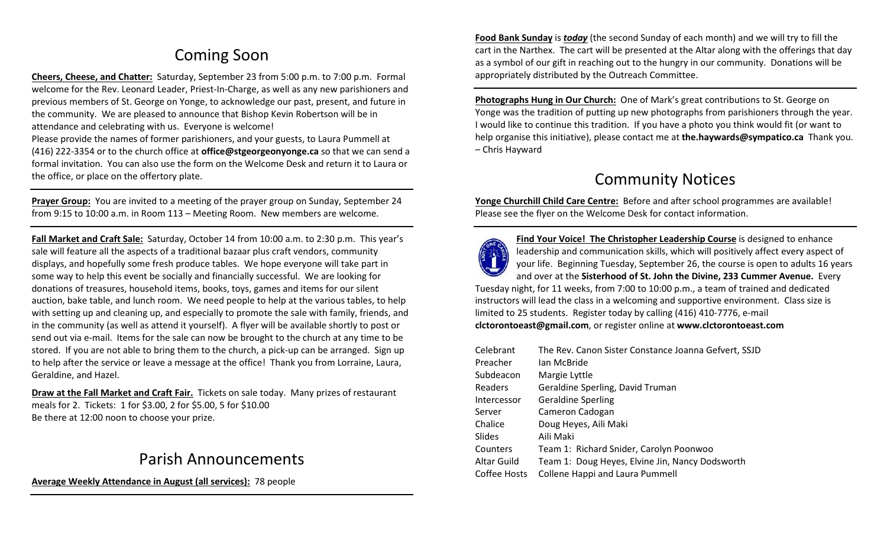## Coming Soon

**Cheers, Cheese, and Chatter:** Saturday, September 23 from 5:00 p.m. to 7:00 p.m. Formal welcome for the Rev. Leonard Leader, Priest-In-Charge, as well as any new parishioners and previous members of St. George on Yonge, to acknowledge our past, present, and future in the community. We are pleased to announce that Bishop Kevin Robertson will be in attendance and celebrating with us. Everyone is welcome!
Please provide the names of former parishioners, and your guests, to Laura Pummell at (416) 222-3354 or to the church office at **office@stgeorgeonyonge.ca** so that we can send a formal invitation. You can also use the form on the Welcome Desk and return it to Laura or the office, or place on the offertory plate.

---

**Prayer Group:** You are invited to a meeting of the prayer group on Sunday, September 24 from 9:15 to 10:00 a.m. in Room 113 – Meeting Room. New members are welcome.

---

**Fall Market and Craft Sale:** Saturday, October 14 from 10:00 a.m. to 2:30 p.m. This year's sale will feature all the aspects of a traditional bazaar plus craft vendors, community displays, and hopefully some fresh produce tables. We hope everyone will take part in some way to help this event be socially and financially successful. We are looking for donations of treasures, household items, books, toys, games and items for our silent auction, bake table, and lunch room. We need people to help at the various tables, to help with setting up and cleaning up, and especially to promote the sale with family, friends, and in the community (as well as attend it yourself). A flyer will be available shortly to post or send out via e-mail. Items for the sale can now be brought to the church at any time to be stored. If you are not able to bring them to the church, a pick-up can be arranged. Sign up to help after the service or leave a message at the office! Thank you from Lorraine, Laura, Geraldine, and Hazel.

**Draw at the Fall Market and Craft Fair.** Tickets on sale today. Many prizes of restaurant meals for 2. Tickets: 1 for $3.00, 2 for $5.00, 5 for $10.00
Be there at 12:00 noon to choose your prize.

## Parish Announcements

**Average Weekly Attendance in August (all services):** 78 people

---

**Food Bank Sunday** is ***today*** (the second Sunday of each month) and we will try to fill the cart in the Narthex. The cart will be presented at the Altar along with the offerings that day as a symbol of our gift in reaching out to the hungry in our community. Donations will be appropriately distributed by the Outreach Committee.

---

**Photographs Hung in Our Church:** One of Mark's great contributions to St. George on Yonge was the tradition of putting up new photographs from parishioners through the year. I would like to continue this tradition. If you have a photo you think would fit (or want to help organise this initiative), please contact me at **the.haywards@sympatico.ca** Thank you. – Chris Hayward

## Community Notices

**Yonge Churchill Child Care Centre:** Before and after school programmes are available! Please see the flyer on the Welcome Desk for contact information.

---

**Find Your Voice! The Christopher Leadership Course** is designed to enhance leadership and communication skills, which will positively affect every aspect of your life. Beginning Tuesday, September 26, the course is open to adults 16 years and over at the **Sisterhood of St. John the Divine, 233 Cummer Avenue.** Every Tuesday night, for 11 weeks, from 7:00 to 10:00 p.m., a team of trained and dedicated instructors will lead the class in a welcoming and supportive environment. Class size is limited to 25 students. Register today by calling (416) 410-7776, e-mail **clctorontoeast@gmail.com**, or register online at **www.clctorontoeast.com**

| | |
|---|---|
| Celebrant | The Rev. Canon Sister Constance Joanna Gefvert, SSJD |
| Preacher | Ian McBride |
| Subdeacon | Margie Lyttle |
| Readers | Geraldine Sperling, David Truman |
| Intercessor | Geraldine Sperling |
| Server | Cameron Cadogan |
| Chalice | Doug Heyes, Aili Maki |
| Slides | Aili Maki |
| Counters | Team 1: Richard Snider, Carolyn Poonwoo |
| Altar Guild | Team 1: Doug Heyes, Elvine Jin, Nancy Dodsworth |
| Coffee Hosts | Collene Happi and Laura Pummell |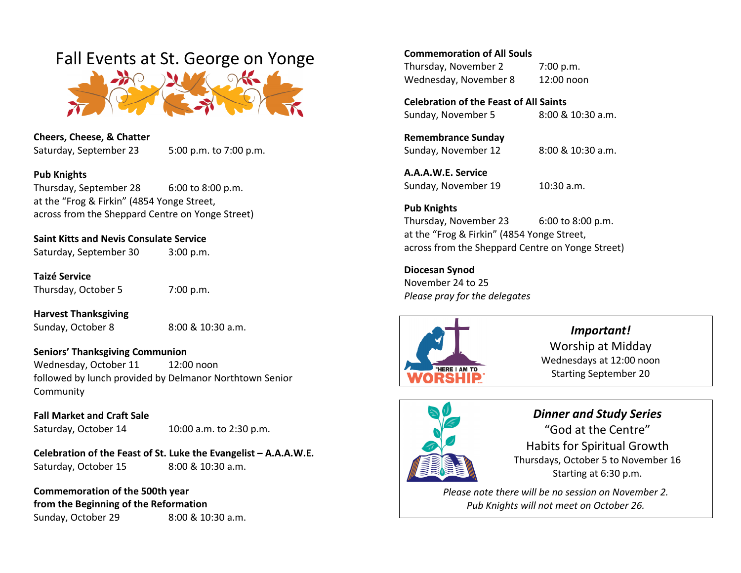# Fall Events at St. George on Yonge

**Cheers, Cheese, & Chatter**
Saturday, September 23 5:00 p.m. to 7:00 p.m.

**Pub Knights**
Thursday, September 28 6:00 to 8:00 p.m.
at the "Frog & Firkin" (4854 Yonge Street, across from the Sheppard Centre on Yonge Street)

**Saint Kitts and Nevis Consulate Service**
Saturday, September 30 3:00 p.m.

**Taizé Service**
Thursday, October 5 7:00 p.m.

**Harvest Thanksgiving**
Sunday, October 8 8:00 & 10:30 a.m.

**Seniors' Thanksgiving Communion**
Wednesday, October 11 12:00 noon
followed by lunch provided by Delmanor Northtown Senior Community

**Fall Market and Craft Sale**
Saturday, October 14 10:00 a.m. to 2:30 p.m.

**Celebration of the Feast of St. Luke the Evangelist – A.A.A.W.E.**
Saturday, October 15 8:00 & 10:30 a.m.

**Commemoration of the 500th year from the Beginning of the Reformation**
Sunday, October 29 8:00 & 10:30 a.m.

**Commemoration of All Souls**
Thursday, November 2 7:00 p.m.
Wednesday, November 8 12:00 noon

**Celebration of the Feast of All Saints**
Sunday, November 5 8:00 & 10:30 a.m.

**Remembrance Sunday**
Sunday, November 12 8:00 & 10:30 a.m.

**A.A.A.W.E. Service**
Sunday, November 19 10:30 a.m.

**Pub Knights**
Thursday, November 23 6:00 to 8:00 p.m.
at the "Frog & Firkin" (4854 Yonge Street, across from the Sheppard Centre on Yonge Street)

**Diocesan Synod**
November 24 to 25
*Please pray for the delegates*

"HERE I AM TO WORSHIP"

***Important!***
Worship at Midday
Wednesdays at 12:00 noon
Starting September 20

***Dinner and Study Series***
"God at the Centre"
Habits for Spiritual Growth
Thursdays, October 5 to November 16
Starting at 6:30 p.m.

*Please note there will be no session on November 2.*
*Pub Knights will not meet on October 26.*